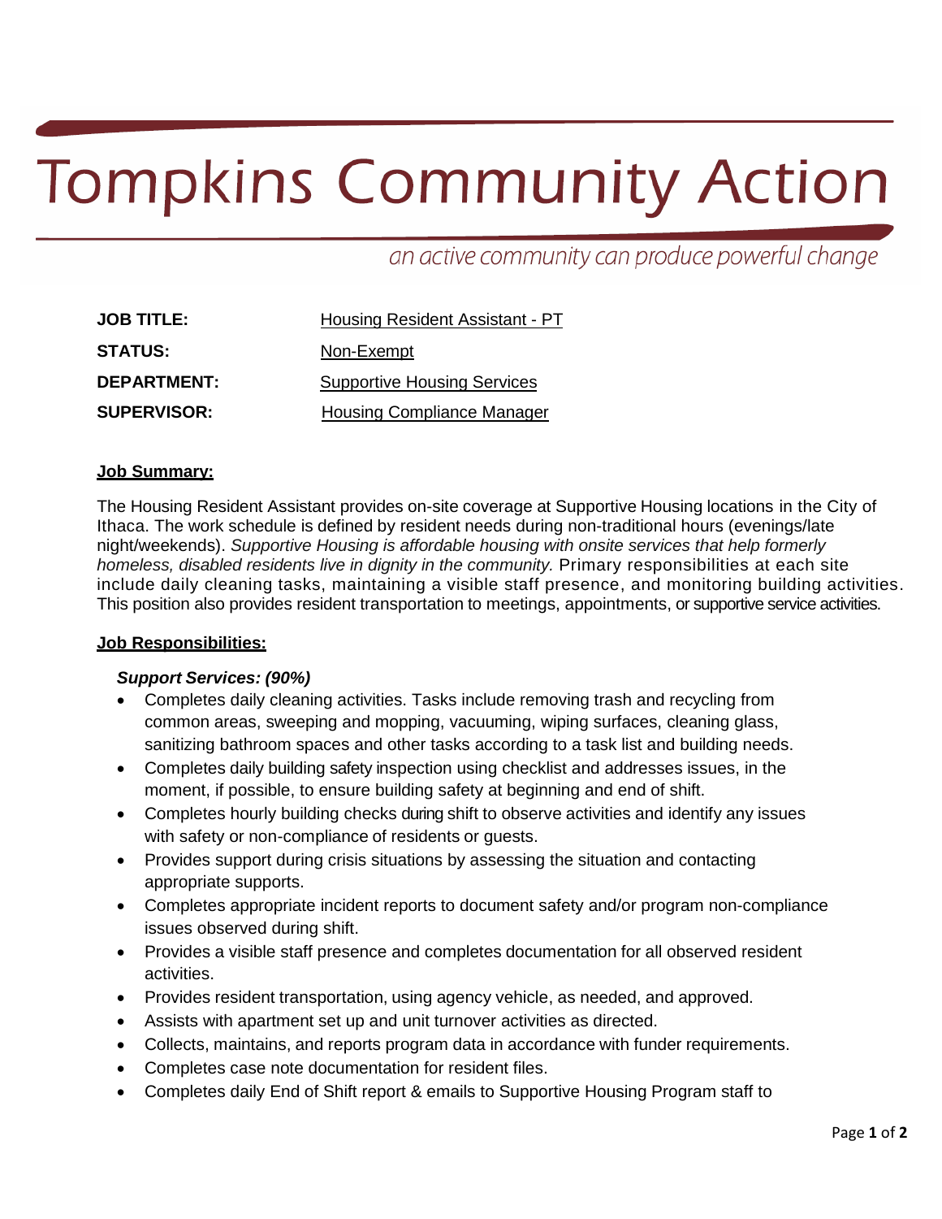# Tompkins Community Action

*an active community can produce powerful change*

**JOB TITLE:** Housing Resident Assistant - PT

**STATUS:** Non-Exempt

**DEPARTMENT:** Supportive Housing Services

**SUPERVISOR:** Housing Compliance Manager

## Job Summary:

The Housing Resident Assistant provides on-site coverage at Supportive Housing locations in the City of Ithaca. The work schedule is defined by resident needs during non-traditional hours (evenings/late night/weekends). *Supportive Housing is affordable housing with onsite services that help formerly homeless, disabled residents live in dignity in the community.* Primary responsibilities at each site include daily cleaning tasks, maintaining a visible staff presence, and monitoring building activities. This position also provides resident transportation to meetings, appointments, or supportive service activities.

## Job Responsibilities:

### *Support Services: (90%)*

- Completes daily cleaning activities. Tasks include removing trash and recycling from common areas, sweeping and mopping, vacuuming, wiping surfaces, cleaning glass, sanitizing bathroom spaces and other tasks according to a task list and building needs.
- Completes daily building safety inspection using checklist and addresses issues, in the moment, if possible, to ensure building safety at beginning and end of shift.
- Completes hourly building checks during shift to observe activities and identify any issues with safety or non-compliance of residents or guests.
- Provides support during crisis situations by assessing the situation and contacting appropriate supports.
- Completes appropriate incident reports to document safety and/or program non-compliance issues observed during shift.
- Provides a visible staff presence and completes documentation for all observed resident activities.
- Provides resident transportation, using agency vehicle, as needed, and approved.
- Assists with apartment set up and unit turnover activities as directed.
- Collects, maintains, and reports program data in accordance with funder requirements.
- Completes case note documentation for resident files.
- Completes daily End of Shift report & emails to Supportive Housing Program staff to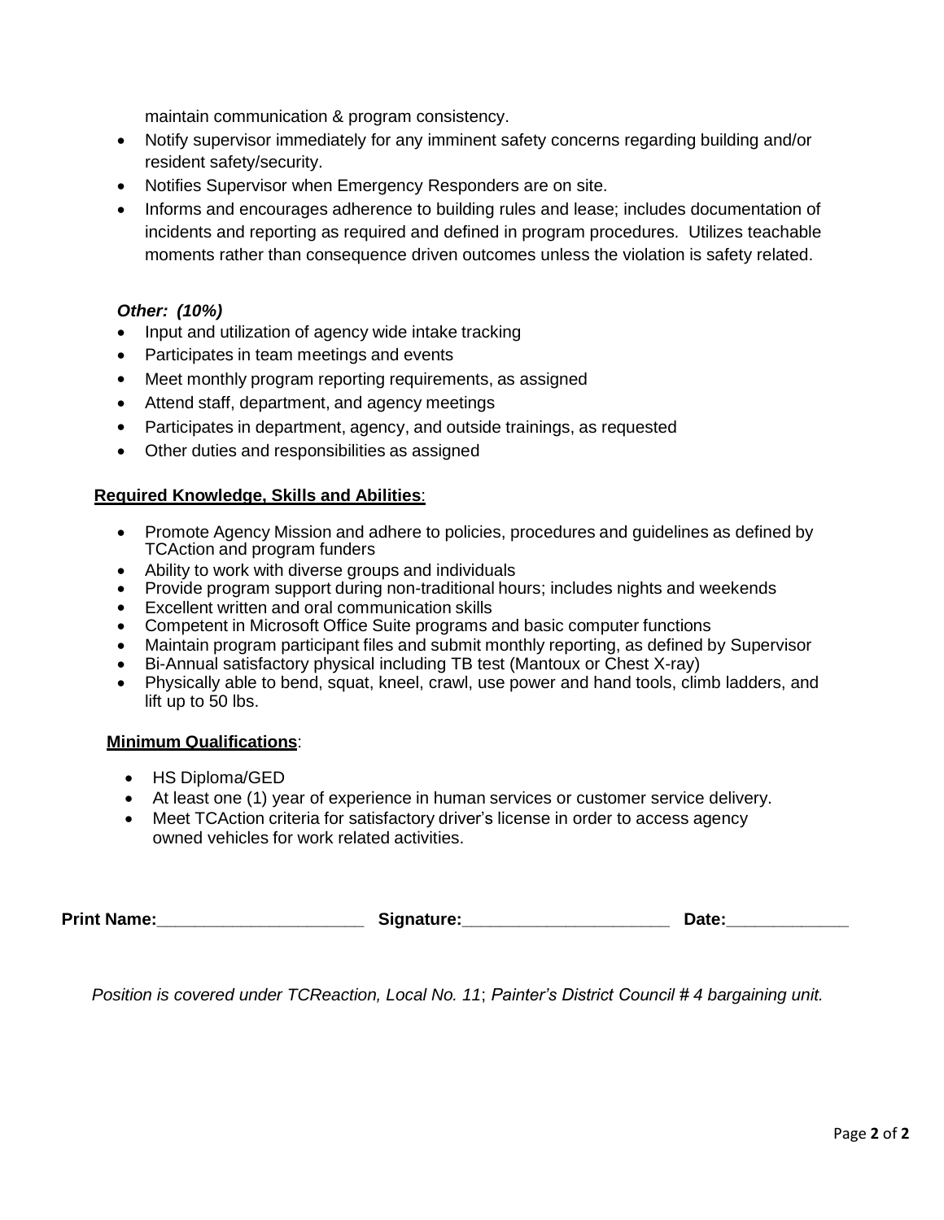maintain communication & program consistency.

- Notify supervisor immediately for any imminent safety concerns regarding building and/or resident safety/security.
- Notifies Supervisor when Emergency Responders are on site.
- Informs and encourages adherence to building rules and lease; includes documentation of incidents and reporting as required and defined in program procedures. Utilizes teachable moments rather than consequence driven outcomes unless the violation is safety related.

***Other: (10%)***

- Input and utilization of agency wide intake tracking
- Participates in team meetings and events
- Meet monthly program reporting requirements, as assigned
- Attend staff, department, and agency meetings
- Participates in department, agency, and outside trainings, as requested
- Other duties and responsibilities as assigned

**Required Knowledge, Skills and Abilities**:

- Promote Agency Mission and adhere to policies, procedures and guidelines as defined by TCAction and program funders
- Ability to work with diverse groups and individuals
- Provide program support during non-traditional hours; includes nights and weekends
- Excellent written and oral communication skills
- Competent in Microsoft Office Suite programs and basic computer functions
- Maintain program participant files and submit monthly reporting, as defined by Supervisor
- Bi-Annual satisfactory physical including TB test (Mantoux or Chest X-ray)
- Physically able to bend, squat, kneel, crawl, use power and hand tools, climb ladders, and lift up to 50 lbs.

**Minimum Qualifications**:

- HS Diploma/GED
- At least one (1) year of experience in human services or customer service delivery.
- Meet TCAction criteria for satisfactory driver's license in order to access agency owned vehicles for work related activities.

**Print Name:**______________________ **Signature:**______________________ **Date:**_____________

*Position is covered under TCReaction, Local No. 11*; *Painter's District Council # 4 bargaining unit.*